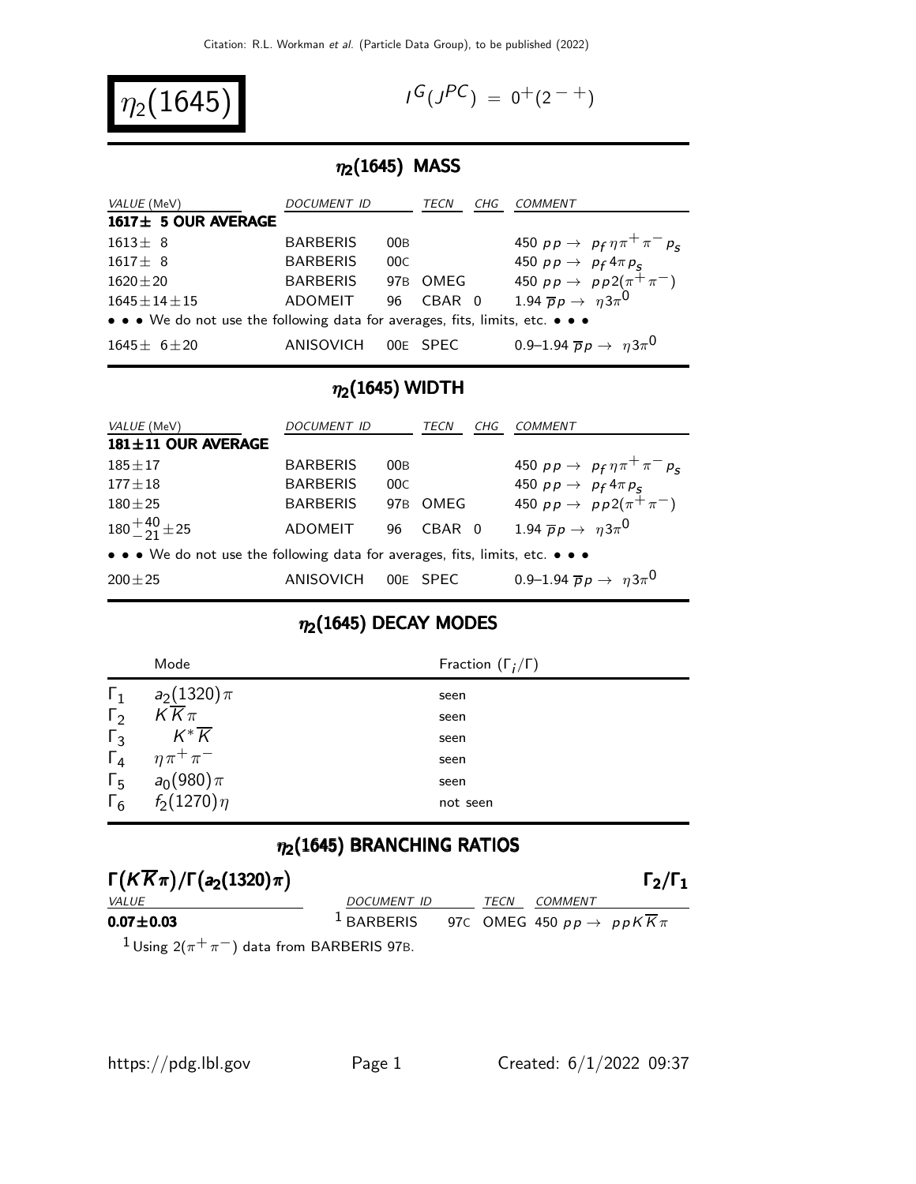# $\eta_2(1645)$

$I^G(J^{PC}) = 0^+(2^{-+})$

## $\eta_2$(1645) MASS

| VALUE (MeV) | DOCUMENT ID | | TECN | CHG | COMMENT |
|---|---|---|---|---|---|
| **1617± 5 OUR AVERAGE** | | | | | |
| 1613± 8 | BARBERIS | 00B | | | 450 $pp \rightarrow p_f \eta \pi^+ \pi^- p_s$ |
| 1617± 8 | BARBERIS | 00C | | | 450 $pp \rightarrow p_f 4\pi p_s$ |
| 1620±20 | BARBERIS | 97B | OMEG | | 450 $pp \rightarrow pp2(\pi^+\pi^-)$ |
| 1645±14±15 | ADOMEIT | 96 | CBAR | 0 | 1.94 $\overline{p}p \rightarrow \eta 3\pi^0$ |
| • • • We do not use the following data for averages, fits, limits, etc. • • • | | | | | |
| 1645± 6±20 | ANISOVICH | 00E | SPEC | | 0.9–1.94 $\overline{p}p \rightarrow \eta 3\pi^0$ |

## $\eta_2$(1645) WIDTH

| VALUE (MeV) | DOCUMENT ID | | TECN | CHG | COMMENT |
|---|---|---|---|---|---|
| **181±11 OUR AVERAGE** | | | | | |
| 185±17 | BARBERIS | 00B | | | 450 $pp \rightarrow p_f \eta \pi^+ \pi^- p_s$ |
| 177±18 | BARBERIS | 00C | | | 450 $pp \rightarrow p_f 4\pi p_s$ |
| 180±25 | BARBERIS | 97B | OMEG | | 450 $pp \rightarrow pp2(\pi^+\pi^-)$ |
| $180^{+40}_{-21}$±25 | ADOMEIT | 96 | CBAR | 0 | 1.94 $\overline{p}p \rightarrow \eta 3\pi^0$ |
| • • • We do not use the following data for averages, fits, limits, etc. • • • | | | | | |
| 200±25 | ANISOVICH | 00E | SPEC | | 0.9–1.94 $\overline{p}p \rightarrow \eta 3\pi^0$ |

## $\eta_2$(1645) DECAY MODES

| | Mode | Fraction ($\Gamma_i/\Gamma$) |
|---|---|---|
| $\Gamma_1$ | $a_2(1320)\pi$ | seen |
| $\Gamma_2$ | $K\overline{K}\pi$ | seen |
| $\Gamma_3$ | $K^*\overline{K}$ | seen |
| $\Gamma_4$ | $\eta\pi^+\pi^-$ | seen |
| $\Gamma_5$ | $a_0(980)\pi$ | seen |
| $\Gamma_6$ | $f_2(1270)\eta$ | not seen |

## $\eta_2$(1645) BRANCHING RATIOS

### $\Gamma(K\overline{K}\pi)/\Gamma(a_2(1320)\pi)$ — $\Gamma_2/\Gamma_1$

| VALUE | DOCUMENT ID | | TECN | COMMENT |
|---|---|---|---|---|
| **0.07±0.03** | [1] BARBERIS | 97C | OMEG | 450 $pp \rightarrow ppK\overline{K}\pi$ |

[1] Using $2(\pi^+\pi^-)$ data from BARBERIS 97B.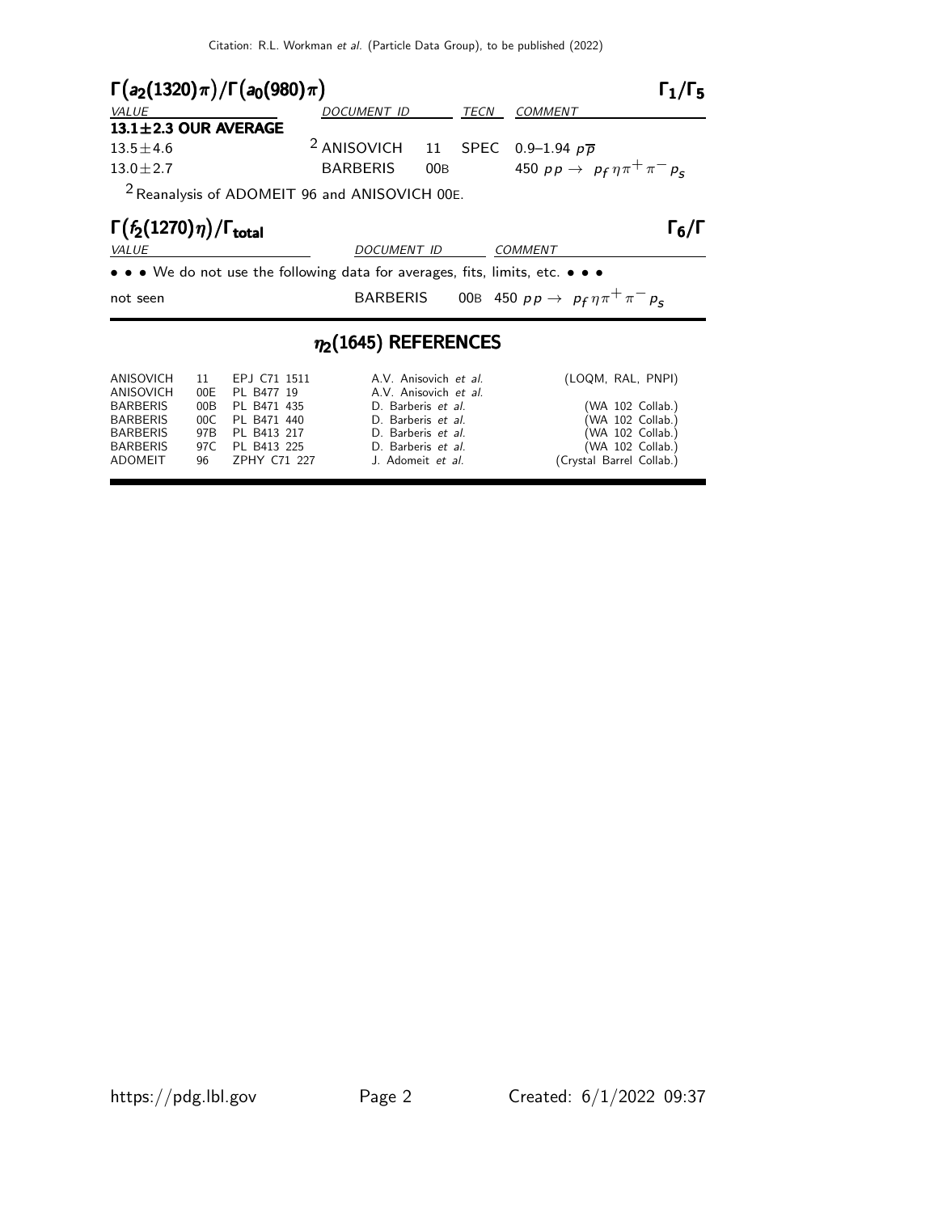### $\Gamma(a_2(1320)\pi)/\Gamma(a_0(980)\pi)$ — $\Gamma_1/\Gamma_5$

| VALUE | DOCUMENT ID | | TECN | COMMENT |
|---|---|---|---|---|
| **13.1±2.3 OUR AVERAGE** | | | | |
| 13.5±4.6 | [2] ANISOVICH | 11 | SPEC | 0.9–1.94 $p\overline{p}$ |
| 13.0±2.7 | BARBERIS | 00B | | 450 $pp \rightarrow p_f \eta \pi^+ \pi^- p_s$ |

[2] Reanalysis of ADOMEIT 96 and ANISOVICH 00E.

### $\Gamma(f_2(1270)\eta)/\Gamma_{\text{total}}$ — $\Gamma_6/\Gamma$

| VALUE | DOCUMENT ID | | COMMENT |
|---|---|---|---|
| • • • We do not use the following data for averages, fits, limits, etc. • • • | | | |
| not seen | BARBERIS | 00B | 450 $pp \rightarrow p_f \eta \pi^+ \pi^- p_s$ |

## $\eta_2(1645)$ REFERENCES

| | | | | |
|---|---|---|---|---|
| ANISOVICH | 11 | EPJ C71 1511 | A.V. Anisovich *et al.* | (LOQM, RAL, PNPI) |
| ANISOVICH | 00E | PL B477 19 | A.V. Anisovich *et al.* | |
| BARBERIS | 00B | PL B471 435 | D. Barberis *et al.* | (WA 102 Collab.) |
| BARBERIS | 00C | PL B471 440 | D. Barberis *et al.* | (WA 102 Collab.) |
| BARBERIS | 97B | PL B413 217 | D. Barberis *et al.* | (WA 102 Collab.) |
| BARBERIS | 97C | PL B413 225 | D. Barberis *et al.* | (WA 102 Collab.) |
| ADOMEIT | 96 | ZPHY C71 227 | J. Adomeit *et al.* | (Crystal Barrel Collab.) |